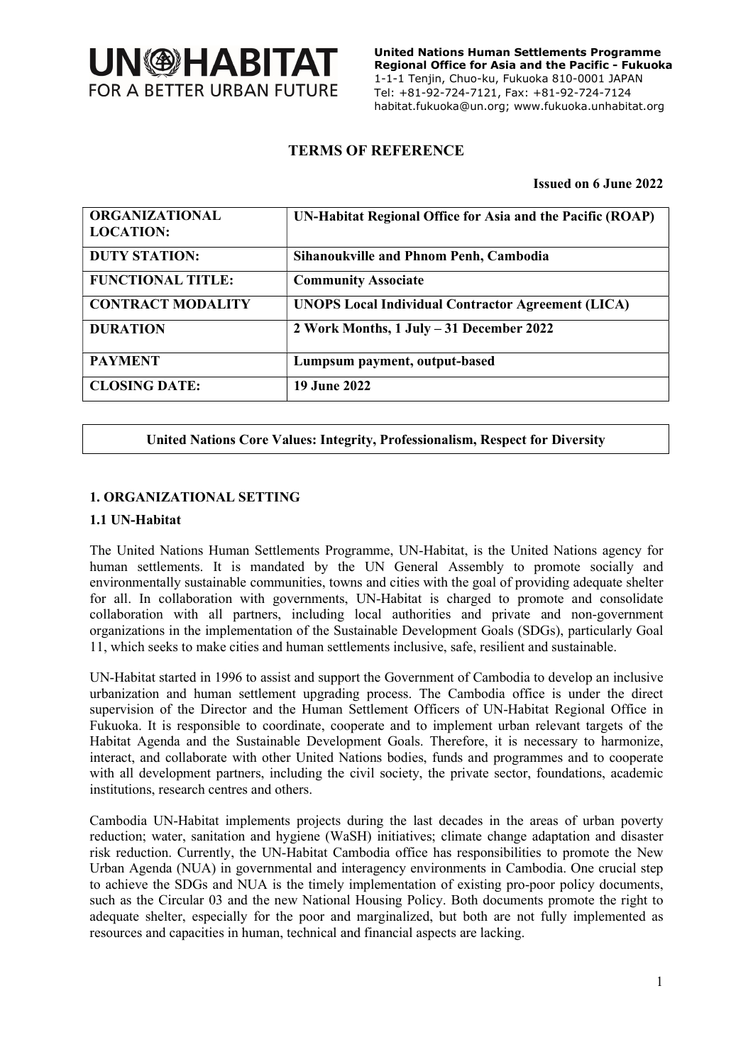UN-HABITAT
FOR A BETTER URBAN FUTURE

**United Nations Human Settlements Programme**
**Regional Office for Asia and the Pacific - Fukuoka**
1-1-1 Tenjin, Chuo-ku, Fukuoka 810-0001 JAPAN
Tel: +81-92-724-7121, Fax: +81-92-724-7124
habitat.fukuoka@un.org; www.fukuoka.unhabitat.org

# TERMS OF REFERENCE

**Issued on 6 June 2022**

| | |
|---|---|
| **ORGANIZATIONAL LOCATION:** | **UN-Habitat Regional Office for Asia and the Pacific (ROAP)** |
| **DUTY STATION:** | **Sihanoukville and Phnom Penh, Cambodia** |
| **FUNCTIONAL TITLE:** | **Community Associate** |
| **CONTRACT MODALITY** | **UNOPS Local Individual Contractor Agreement (LICA)** |
| **DURATION** | **2 Work Months, 1 July – 31 December 2022** |
| **PAYMENT** | **Lumpsum payment, output-based** |
| **CLOSING DATE:** | **19 June 2022** |

**United Nations Core Values: Integrity, Professionalism, Respect for Diversity**

## 1. ORGANIZATIONAL SETTING

### 1.1 UN-Habitat

The United Nations Human Settlements Programme, UN-Habitat, is the United Nations agency for human settlements. It is mandated by the UN General Assembly to promote socially and environmentally sustainable communities, towns and cities with the goal of providing adequate shelter for all. In collaboration with governments, UN-Habitat is charged to promote and consolidate collaboration with all partners, including local authorities and private and non-government organizations in the implementation of the Sustainable Development Goals (SDGs), particularly Goal 11, which seeks to make cities and human settlements inclusive, safe, resilient and sustainable.

UN-Habitat started in 1996 to assist and support the Government of Cambodia to develop an inclusive urbanization and human settlement upgrading process. The Cambodia office is under the direct supervision of the Director and the Human Settlement Officers of UN-Habitat Regional Office in Fukuoka. It is responsible to coordinate, cooperate and to implement urban relevant targets of the Habitat Agenda and the Sustainable Development Goals. Therefore, it is necessary to harmonize, interact, and collaborate with other United Nations bodies, funds and programmes and to cooperate with all development partners, including the civil society, the private sector, foundations, academic institutions, research centres and others.

Cambodia UN-Habitat implements projects during the last decades in the areas of urban poverty reduction; water, sanitation and hygiene (WaSH) initiatives; climate change adaptation and disaster risk reduction. Currently, the UN-Habitat Cambodia office has responsibilities to promote the New Urban Agenda (NUA) in governmental and interagency environments in Cambodia. One crucial step to achieve the SDGs and NUA is the timely implementation of existing pro-poor policy documents, such as the Circular 03 and the new National Housing Policy. Both documents promote the right to adequate shelter, especially for the poor and marginalized, but both are not fully implemented as resources and capacities in human, technical and financial aspects are lacking.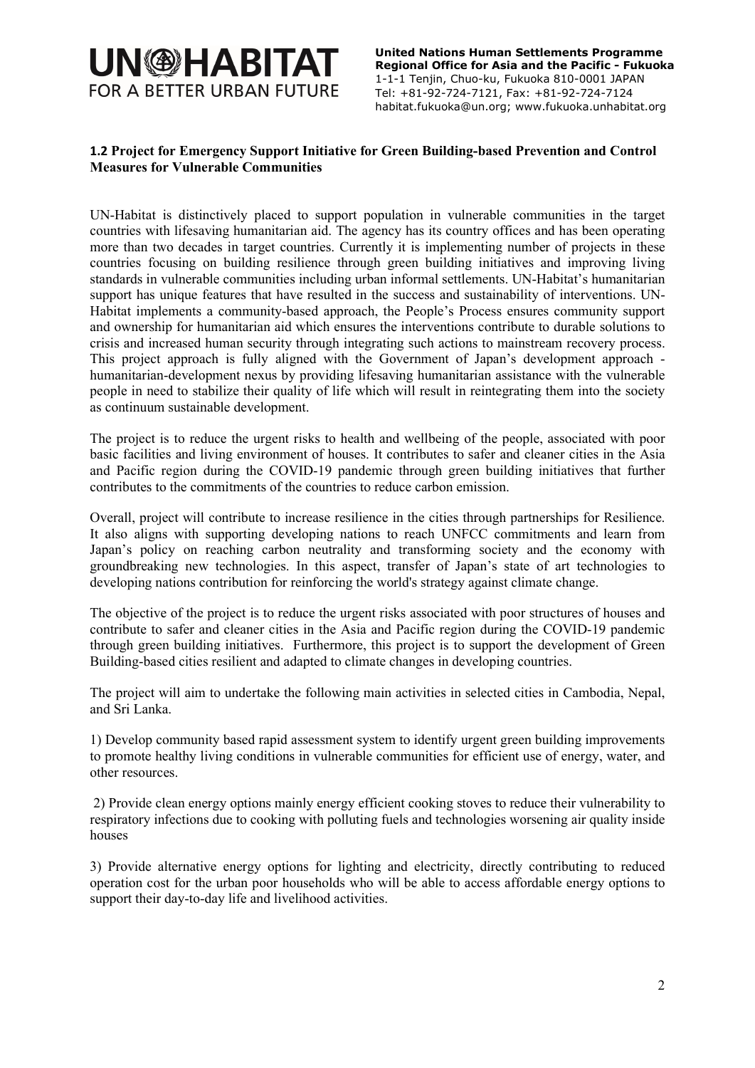### 1.2 Project for Emergency Support Initiative for Green Building-based Prevention and Control Measures for Vulnerable Communities

UN-Habitat is distinctively placed to support population in vulnerable communities in the target countries with lifesaving humanitarian aid. The agency has its country offices and has been operating more than two decades in target countries. Currently it is implementing number of projects in these countries focusing on building resilience through green building initiatives and improving living standards in vulnerable communities including urban informal settlements. UN-Habitat's humanitarian support has unique features that have resulted in the success and sustainability of interventions. UN-Habitat implements a community-based approach, the People's Process ensures community support and ownership for humanitarian aid which ensures the interventions contribute to durable solutions to crisis and increased human security through integrating such actions to mainstream recovery process. This project approach is fully aligned with the Government of Japan's development approach - humanitarian-development nexus by providing lifesaving humanitarian assistance with the vulnerable people in need to stabilize their quality of life which will result in reintegrating them into the society as continuum sustainable development.

The project is to reduce the urgent risks to health and wellbeing of the people, associated with poor basic facilities and living environment of houses. It contributes to safer and cleaner cities in the Asia and Pacific region during the COVID-19 pandemic through green building initiatives that further contributes to the commitments of the countries to reduce carbon emission.

Overall, project will contribute to increase resilience in the cities through partnerships for Resilience. It also aligns with supporting developing nations to reach UNFCC commitments and learn from Japan's policy on reaching carbon neutrality and transforming society and the economy with groundbreaking new technologies. In this aspect, transfer of Japan's state of art technologies to developing nations contribution for reinforcing the world's strategy against climate change.

The objective of the project is to reduce the urgent risks associated with poor structures of houses and contribute to safer and cleaner cities in the Asia and Pacific region during the COVID-19 pandemic through green building initiatives. Furthermore, this project is to support the development of Green Building-based cities resilient and adapted to climate changes in developing countries.

The project will aim to undertake the following main activities in selected cities in Cambodia, Nepal, and Sri Lanka.

1) Develop community based rapid assessment system to identify urgent green building improvements to promote healthy living conditions in vulnerable communities for efficient use of energy, water, and other resources.

2) Provide clean energy options mainly energy efficient cooking stoves to reduce their vulnerability to respiratory infections due to cooking with polluting fuels and technologies worsening air quality inside houses

3) Provide alternative energy options for lighting and electricity, directly contributing to reduced operation cost for the urban poor households who will be able to access affordable energy options to support their day-to-day life and livelihood activities.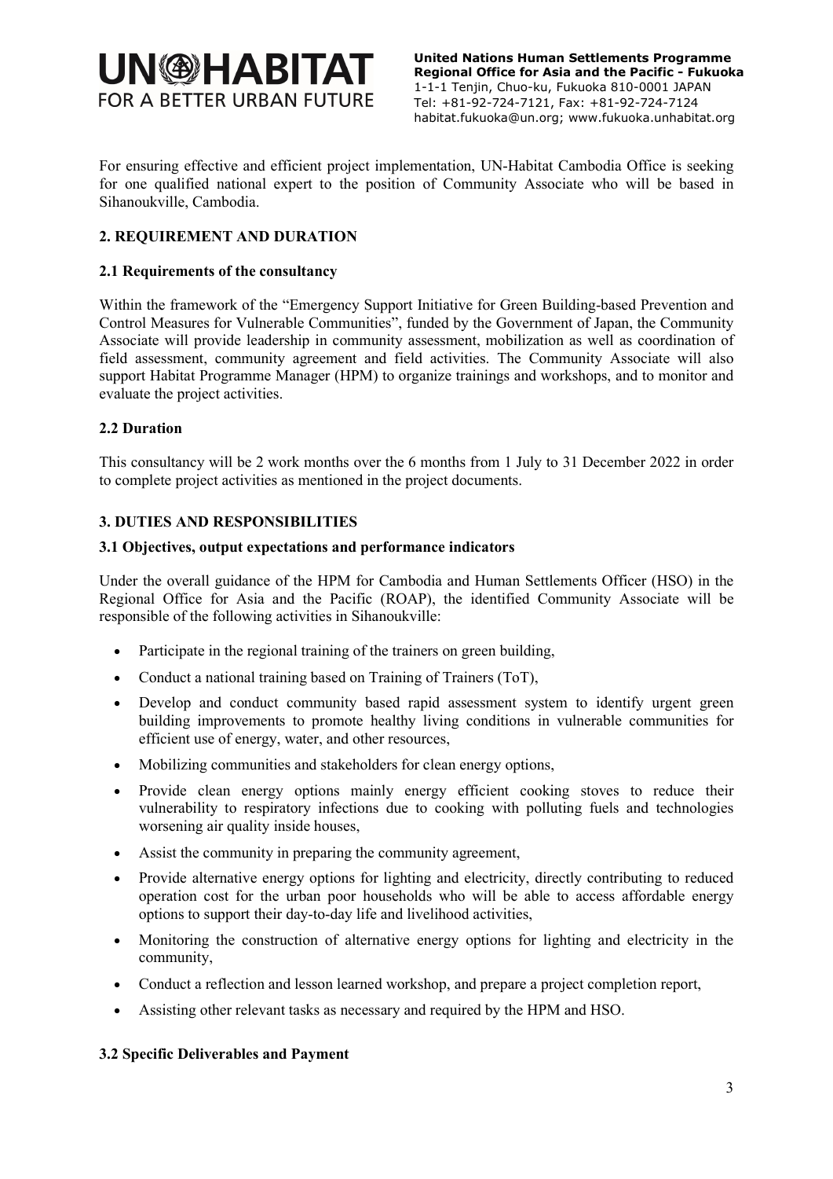For ensuring effective and efficient project implementation, UN-Habitat Cambodia Office is seeking for one qualified national expert to the position of Community Associate who will be based in Sihanoukville, Cambodia.

## 2. REQUIREMENT AND DURATION

### 2.1 Requirements of the consultancy

Within the framework of the "Emergency Support Initiative for Green Building-based Prevention and Control Measures for Vulnerable Communities", funded by the Government of Japan, the Community Associate will provide leadership in community assessment, mobilization as well as coordination of field assessment, community agreement and field activities. The Community Associate will also support Habitat Programme Manager (HPM) to organize trainings and workshops, and to monitor and evaluate the project activities.

### 2.2 Duration

This consultancy will be 2 work months over the 6 months from 1 July to 31 December 2022 in order to complete project activities as mentioned in the project documents.

## 3. DUTIES AND RESPONSIBILITIES

### 3.1 Objectives, output expectations and performance indicators

Under the overall guidance of the HPM for Cambodia and Human Settlements Officer (HSO) in the Regional Office for Asia and the Pacific (ROAP), the identified Community Associate will be responsible of the following activities in Sihanoukville:

- Participate in the regional training of the trainers on green building,
- Conduct a national training based on Training of Trainers (ToT),
- Develop and conduct community based rapid assessment system to identify urgent green building improvements to promote healthy living conditions in vulnerable communities for efficient use of energy, water, and other resources,
- Mobilizing communities and stakeholders for clean energy options,
- Provide clean energy options mainly energy efficient cooking stoves to reduce their vulnerability to respiratory infections due to cooking with polluting fuels and technologies worsening air quality inside houses,
- Assist the community in preparing the community agreement,
- Provide alternative energy options for lighting and electricity, directly contributing to reduced operation cost for the urban poor households who will be able to access affordable energy options to support their day-to-day life and livelihood activities,
- Monitoring the construction of alternative energy options for lighting and electricity in the community,
- Conduct a reflection and lesson learned workshop, and prepare a project completion report,
- Assisting other relevant tasks as necessary and required by the HPM and HSO.

### 3.2 Specific Deliverables and Payment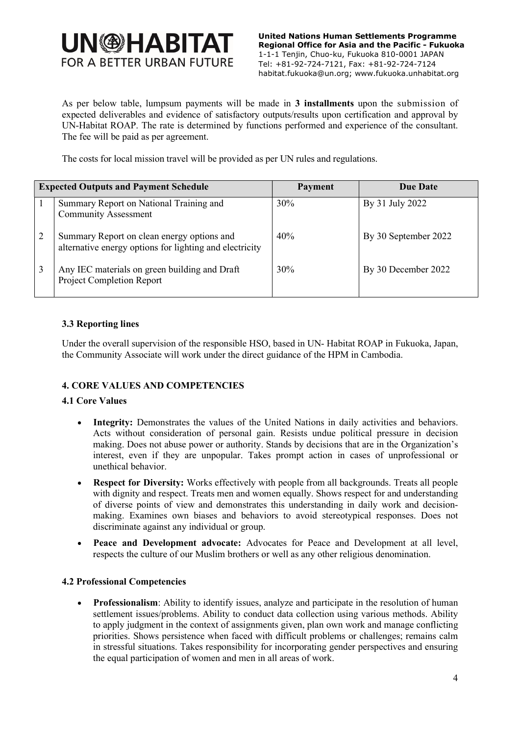As per below table, lumpsum payments will be made in **3 installments** upon the submission of expected deliverables and evidence of satisfactory outputs/results upon certification and approval by UN-Habitat ROAP. The rate is determined by functions performed and experience of the consultant. The fee will be paid as per agreement.

The costs for local mission travel will be provided as per UN rules and regulations.

| **Expected Outputs and Payment Schedule** | | **Payment** | **Due Date** |
|---|---|---|---|
| 1 | Summary Report on National Training and Community Assessment | 30% | By 31 July 2022 |
| 2 | Summary Report on clean energy options and alternative energy options for lighting and electricity | 40% | By 30 September 2022 |
| 3 | Any IEC materials on green building and Draft Project Completion Report | 30% | By 30 December 2022 |

### 3.3 Reporting lines

Under the overall supervision of the responsible HSO, based in UN- Habitat ROAP in Fukuoka, Japan, the Community Associate will work under the direct guidance of the HPM in Cambodia.

## 4. CORE VALUES AND COMPETENCIES

### 4.1 Core Values

- **Integrity:** Demonstrates the values of the United Nations in daily activities and behaviors. Acts without consideration of personal gain. Resists undue political pressure in decision making. Does not abuse power or authority. Stands by decisions that are in the Organization's interest, even if they are unpopular. Takes prompt action in cases of unprofessional or unethical behavior.
- **Respect for Diversity:** Works effectively with people from all backgrounds. Treats all people with dignity and respect. Treats men and women equally. Shows respect for and understanding of diverse points of view and demonstrates this understanding in daily work and decision-making. Examines own biases and behaviors to avoid stereotypical responses. Does not discriminate against any individual or group.
- **Peace and Development advocate:** Advocates for Peace and Development at all level, respects the culture of our Muslim brothers or well as any other religious denomination.

### 4.2 Professional Competencies

- **Professionalism**: Ability to identify issues, analyze and participate in the resolution of human settlement issues/problems. Ability to conduct data collection using various methods. Ability to apply judgment in the context of assignments given, plan own work and manage conflicting priorities. Shows persistence when faced with difficult problems or challenges; remains calm in stressful situations. Takes responsibility for incorporating gender perspectives and ensuring the equal participation of women and men in all areas of work.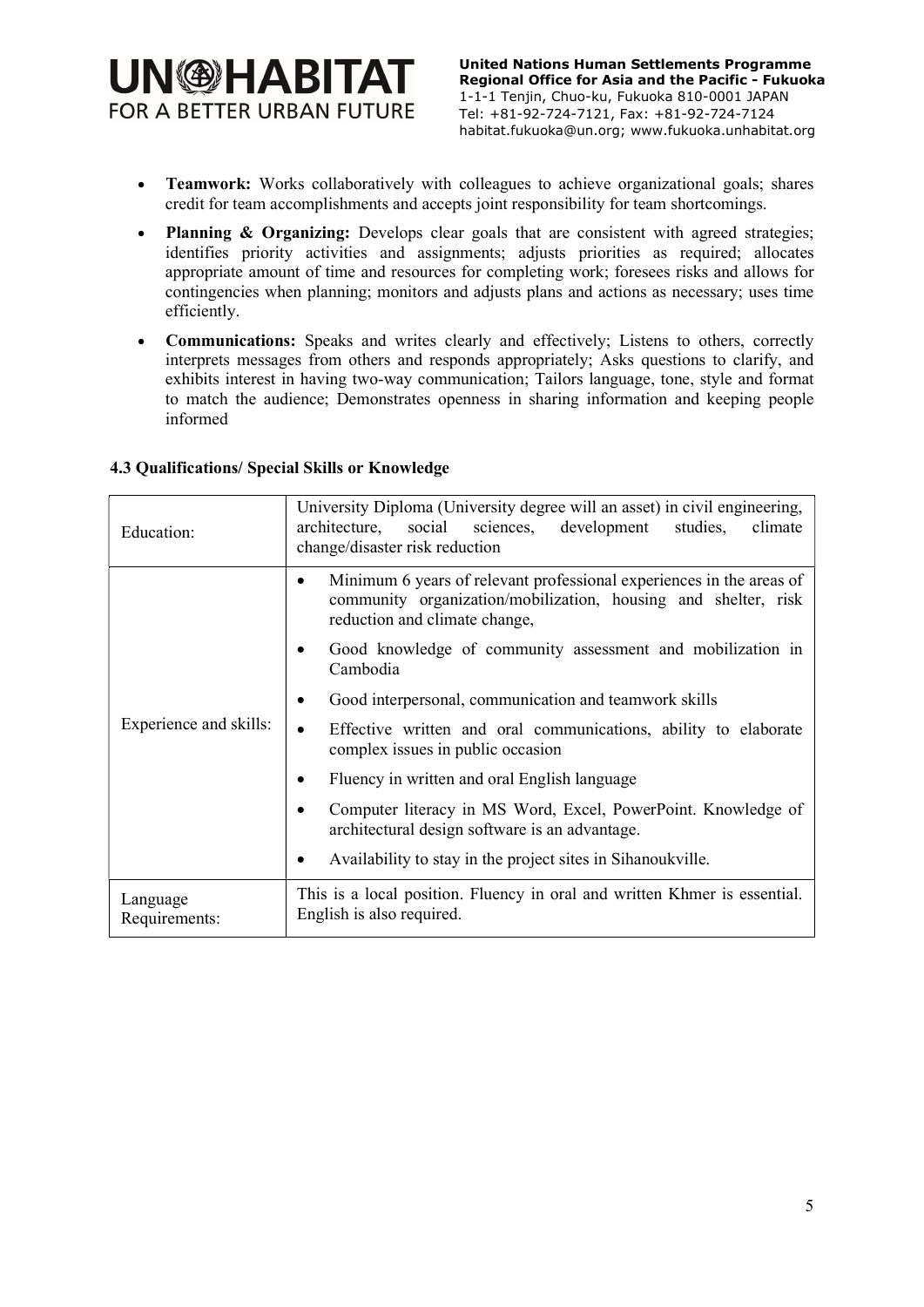- **Teamwork:** Works collaboratively with colleagues to achieve organizational goals; shares credit for team accomplishments and accepts joint responsibility for team shortcomings.
- **Planning & Organizing:** Develops clear goals that are consistent with agreed strategies; identifies priority activities and assignments; adjusts priorities as required; allocates appropriate amount of time and resources for completing work; foresees risks and allows for contingencies when planning; monitors and adjusts plans and actions as necessary; uses time efficiently.
- **Communications:** Speaks and writes clearly and effectively; Listens to others, correctly interprets messages from others and responds appropriately; Asks questions to clarify, and exhibits interest in having two-way communication; Tailors language, tone, style and format to match the audience; Demonstrates openness in sharing information and keeping people informed

**4.3 Qualifications/ Special Skills or Knowledge**

| | |
|---|---|
| Education: | University Diploma (University degree will an asset) in civil engineering, architecture, social sciences, development studies, climate change/disaster risk reduction |
| Experience and skills: | • Minimum 6 years of relevant professional experiences in the areas of community organization/mobilization, housing and shelter, risk reduction and climate change,<br>• Good knowledge of community assessment and mobilization in Cambodia<br>• Good interpersonal, communication and teamwork skills<br>• Effective written and oral communications, ability to elaborate complex issues in public occasion<br>• Fluency in written and oral English language<br>• Computer literacy in MS Word, Excel, PowerPoint. Knowledge of architectural design software is an advantage.<br>• Availability to stay in the project sites in Sihanoukville. |
| Language Requirements: | This is a local position. Fluency in oral and written Khmer is essential. English is also required. |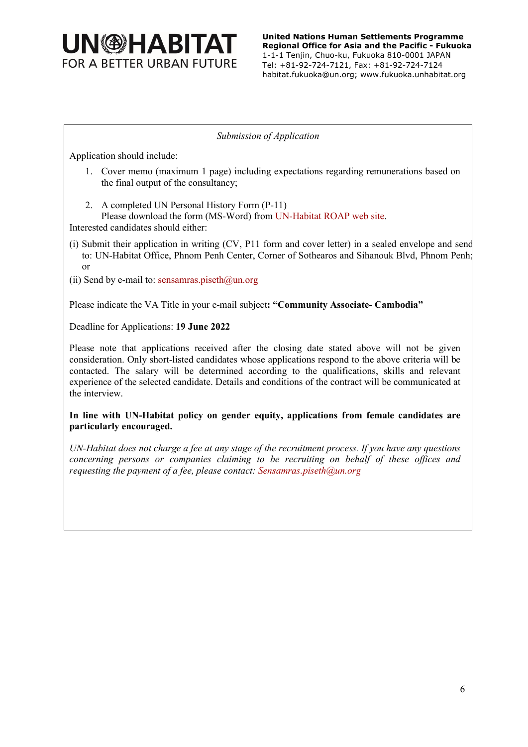*Submission of Application*

Application should include:

1. Cover memo (maximum 1 page) including expectations regarding remunerations based on the final output of the consultancy;

2. A completed UN Personal History Form (P-11)
   Please download the form (MS-Word) from UN-Habitat ROAP web site.

Interested candidates should either:

(i) Submit their application in writing (CV, P11 form and cover letter) in a sealed envelope and send to: UN-Habitat Office, Phnom Penh Center, Corner of Sothearos and Sihanouk Blvd, Phnom Penh; or

(ii) Send by e-mail to: sensamras.piseth@un.org

Please indicate the VA Title in your e-mail subject**: "Community Associate- Cambodia"**

Deadline for Applications: **19 June 2022**

Please note that applications received after the closing date stated above will not be given consideration. Only short-listed candidates whose applications respond to the above criteria will be contacted. The salary will be determined according to the qualifications, skills and relevant experience of the selected candidate. Details and conditions of the contract will be communicated at the interview.

**In line with UN-Habitat policy on gender equity, applications from female candidates are particularly encouraged.**

*UN-Habitat does not charge a fee at any stage of the recruitment process. If you have any questions concerning persons or companies claiming to be recruiting on behalf of these offices and requesting the payment of a fee, please contact: Sensamras.piseth@un.org*